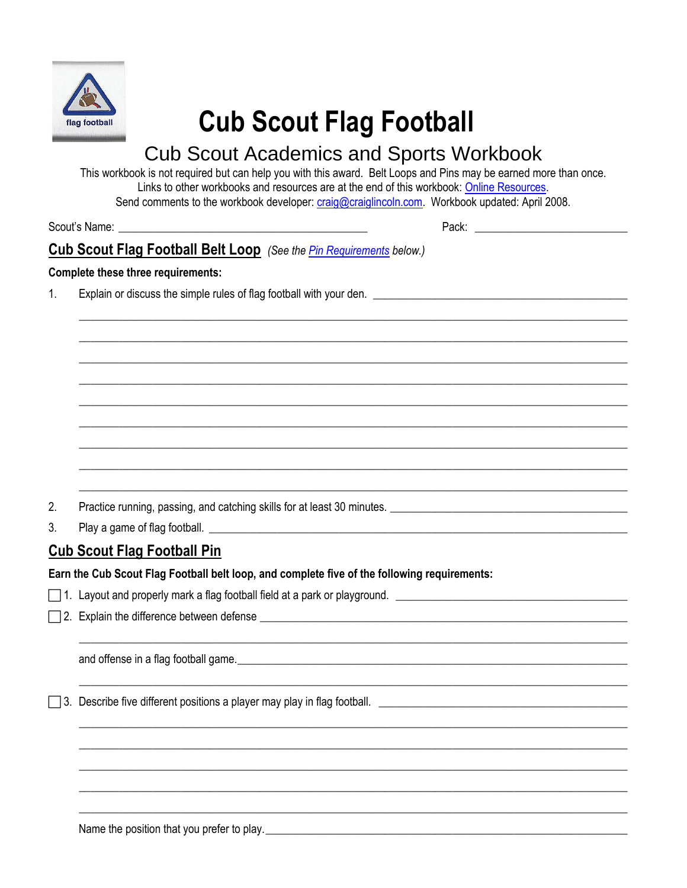# Cub Scout Flag Football

## Cub Scout Academics and Sports Workbook

This workbook is not required but can help you with this award. Belt Loops and Pins may be earned more than once.
Links to other workbooks and resources are at the end of this workbook: Online Resources.
Send comments to the workbook developer: craig@craiglincoln.com. Workbook updated: April 2008.

Scout's Name: ________________________________ Pack: ____________________

## Cub Scout Flag Football Belt Loop *(See the Pin Requirements below.)*

**Complete these three requirements:**

1. Explain or discuss the simple rules of flag football with your den. ____________________
2. Practice running, passing, and catching skills for at least 30 minutes. ____________________
3. Play a game of flag football. ____________________

## Cub Scout Flag Football Pin

**Earn the Cub Scout Flag Football belt loop, and complete five of the following requirements:**

- [ ] 1. Layout and properly mark a flag football field at a park or playground. ____________________
- [ ] 2. Explain the difference between defense ____________________

  and offense in a flag football game. ____________________
- [ ] 3. Describe five different positions a player may play in flag football. ____________________

  Name the position that you prefer to play. ____________________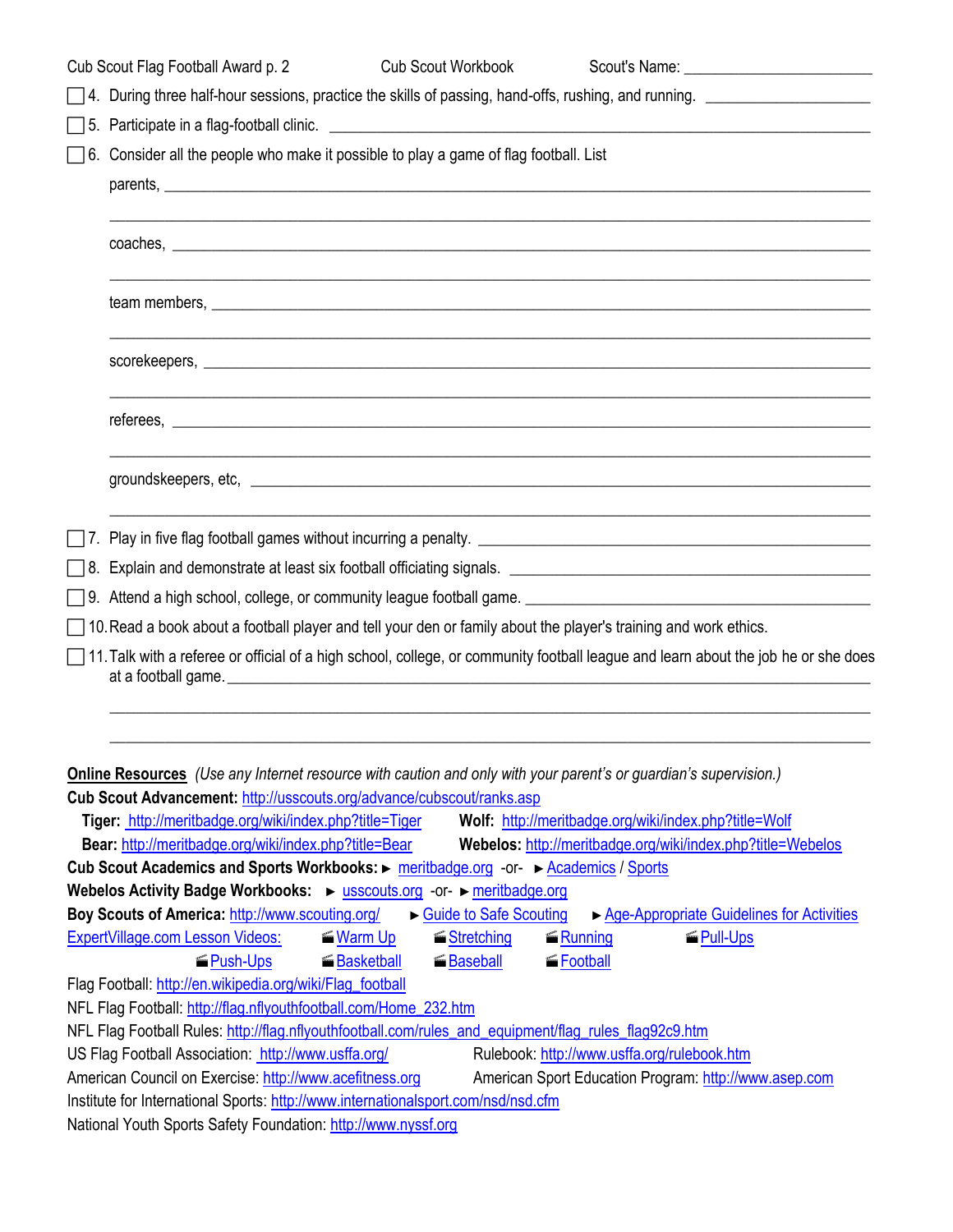Cub Scout Flag Football Award p. 2 Cub Scout Workbook Scout's Name: ______________________

☐ 4. During three half-hour sessions, practice the skills of passing, hand-offs, rushing, and running. ____________________

☐ 5. Participate in a flag-football clinic. ____________________________________________________________

☐ 6. Consider all the people who make it possible to play a game of flag football. List

parents, ________________________________________________________________________

________________________________________________________________________________

coaches, ________________________________________________________________________

________________________________________________________________________________

team members, ___________________________________________________________________

________________________________________________________________________________

scorekeepers, ____________________________________________________________________

________________________________________________________________________________

referees, ________________________________________________________________________

________________________________________________________________________________

groundskeepers, etc, ______________________________________________________________

________________________________________________________________________________

☐ 7. Play in five flag football games without incurring a penalty. ________________________________________

☐ 8. Explain and demonstrate at least six football officiating signals. ____________________________________

☐ 9. Attend a high school, college, or community league football game. ___________________________________

☐ 10. Read a book about a football player and tell your den or family about the player's training and work ethics.

☐ 11. Talk with a referee or official of a high school, college, or community football league and learn about the job he or she does at a football game. ______________________________________________________________

________________________________________________________________________________

________________________________________________________________________________

**Online Resources** *(Use any Internet resource with caution and only with your parent's or guardian's supervision.)*

**Cub Scout Advancement:** http://usscouts.org/advance/cubscout/ranks.asp

**Tiger:** http://meritbadge.org/wiki/index.php?title=Tiger **Wolf:** http://meritbadge.org/wiki/index.php?title=Wolf

**Bear:** http://meritbadge.org/wiki/index.php?title=Bear **Webelos:** http://meritbadge.org/wiki/index.php?title=Webelos

**Cub Scout Academics and Sports Workbooks:** ► meritbadge.org -or- ► Academics / Sports

**Webelos Activity Badge Workbooks:** ► usscouts.org -or- ► meritbadge.org

**Boy Scouts of America:** http://www.scouting.org/ ► Guide to Safe Scouting ► Age-Appropriate Guidelines for Activities

ExpertVillage.com Lesson Videos: Warm Up, Stretching, Running, Pull-Ups, Push-Ups, Basketball, Baseball, Football

Flag Football: http://en.wikipedia.org/wiki/Flag_football

NFL Flag Football: http://flag.nflyouthfootball.com/Home_232.htm

NFL Flag Football Rules: http://flag.nflyouthfootball.com/rules_and_equipment/flag_rules_flag92c9.htm

US Flag Football Association: http://www.usffa.org/ Rulebook: http://www.usffa.org/rulebook.htm

American Council on Exercise: http://www.acefitness.org American Sport Education Program: http://www.asep.com

Institute for International Sports: http://www.internationalsport.com/nsd/nsd.cfm

National Youth Sports Safety Foundation: http://www.nyssf.org